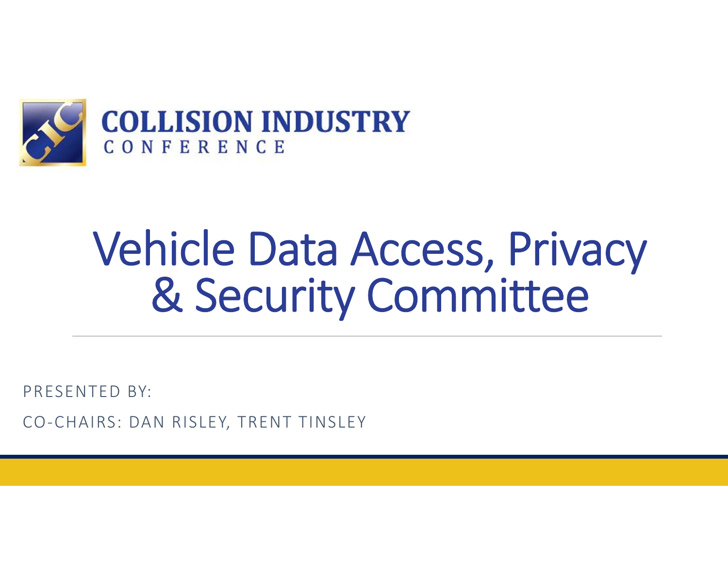COLLISION INDUSTRY
CONFERENCE

# Vehicle Data Access, Privacy & Security Committee

PRESENTED BY:

CO-CHAIRS: DAN RISLEY, TRENT TINSLEY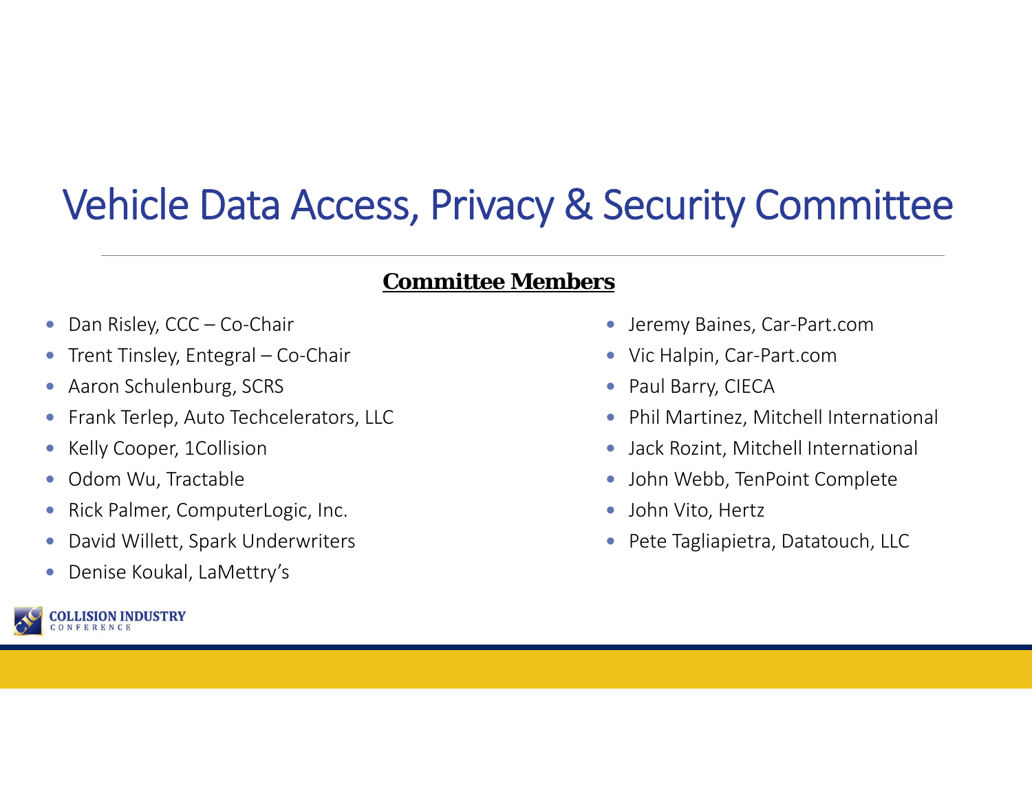# Vehicle Data Access, Privacy & Security Committee

**Committee Members**

- Dan Risley, CCC – Co-Chair
- Trent Tinsley, Entegral – Co-Chair
- Aaron Schulenburg, SCRS
- Frank Terlep, Auto Techcelerators, LLC
- Kelly Cooper, 1Collision
- Odom Wu, Tractable
- Rick Palmer, ComputerLogic, Inc.
- David Willett, Spark Underwriters
- Denise Koukal, LaMettry's
- Jeremy Baines, Car-Part.com
- Vic Halpin, Car-Part.com
- Paul Barry, CIECA
- Phil Martinez, Mitchell International
- Jack Rozint, Mitchell International
- John Webb, TenPoint Complete
- John Vito, Hertz
- Pete Tagliapietra, Datatouch, LLC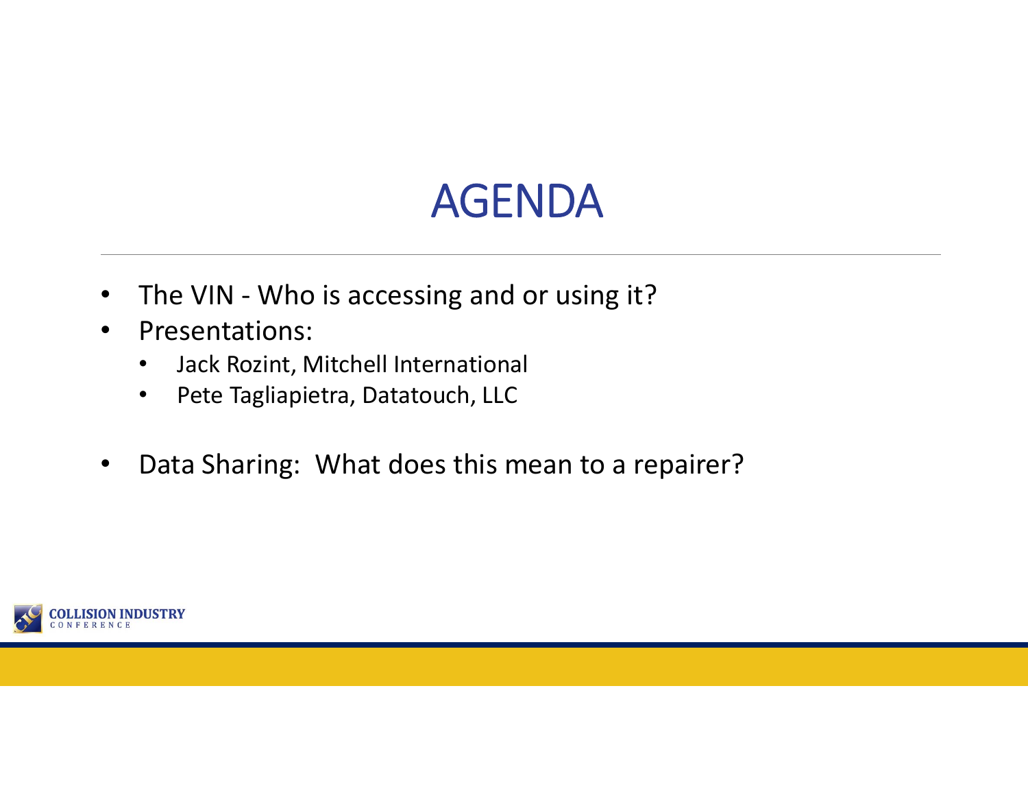# AGENDA

- The VIN - Who is accessing and or using it?
- Presentations:
  - Jack Rozint, Mitchell International
  - Pete Tagliapietra, Datatouch, LLC
- Data Sharing:  What does this mean to a repairer?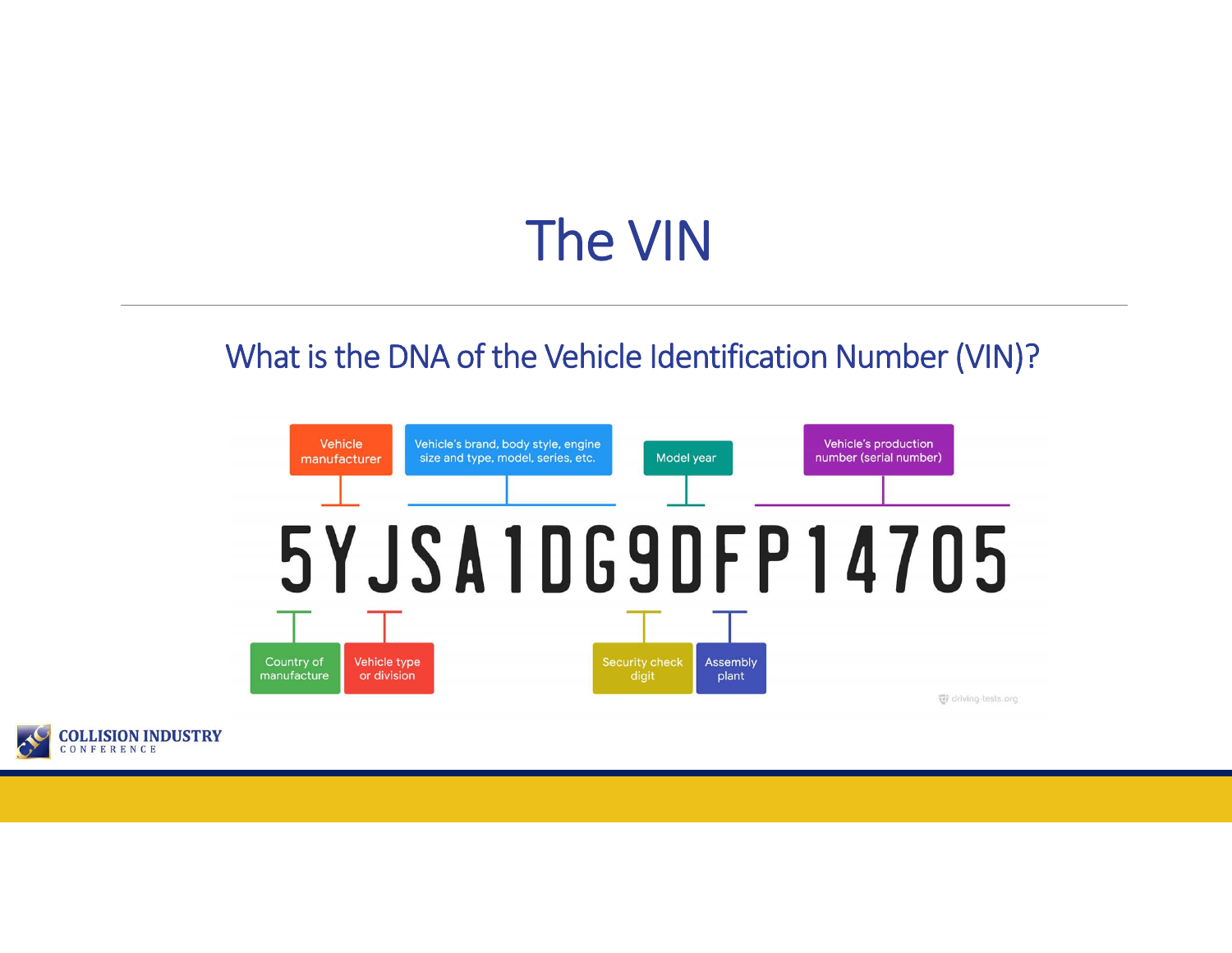# The VIN

## What is the DNA of the Vehicle Identification Number (VIN)?

5YJSA1DG9DFP14705

- Country of manufacture
- Vehicle manufacturer
- Vehicle type or division
- Vehicle's brand, body style, engine size and type, model, series, etc.
- Security check digit
- Model year
- Assembly plant
- Vehicle's production number (serial number)

driving-tests.org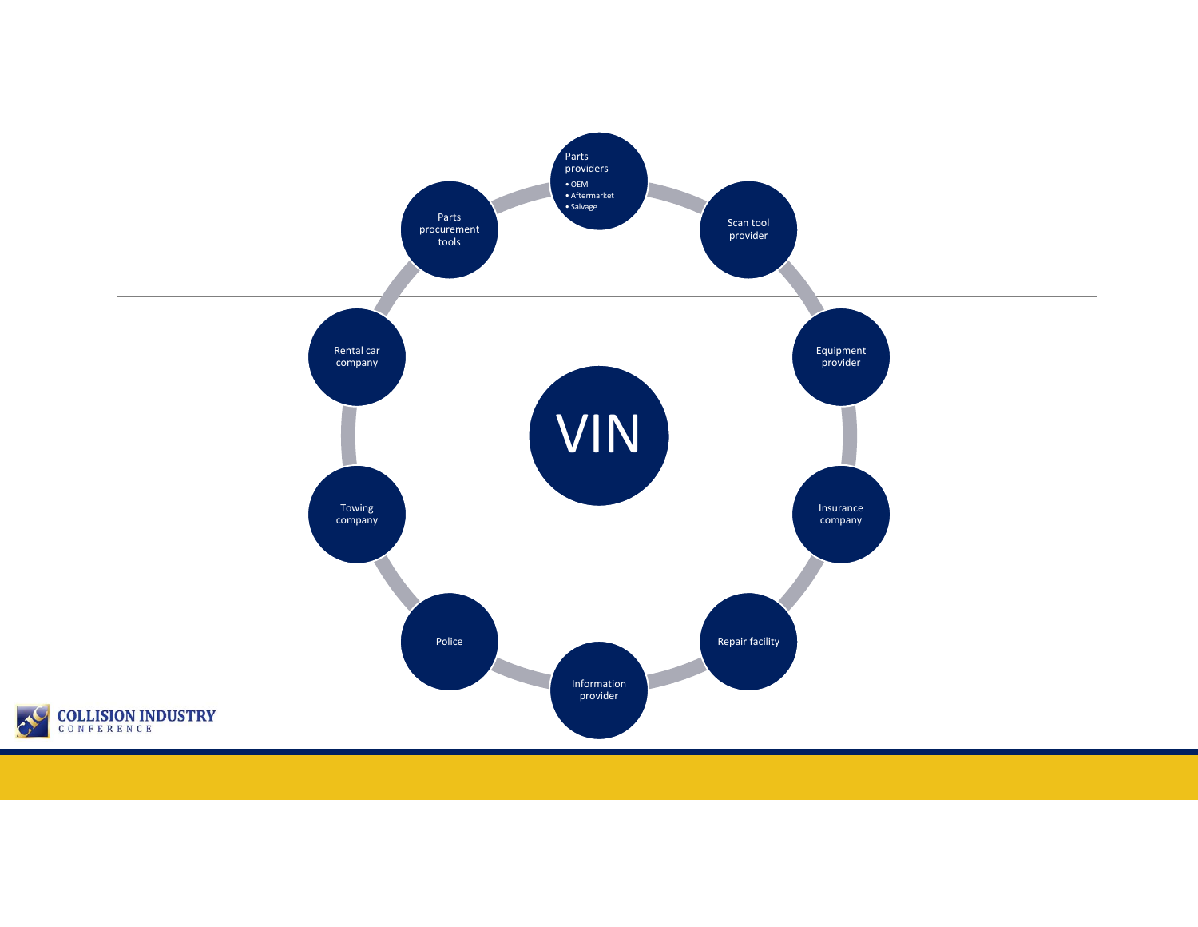# VIN

- Parts providers
  - OEM
  - Aftermarket
  - Salvage
- Scan tool provider
- Equipment provider
- Insurance company
- Repair facility
- Information provider
- Police
- Towing company
- Rental car company
- Parts procurement tools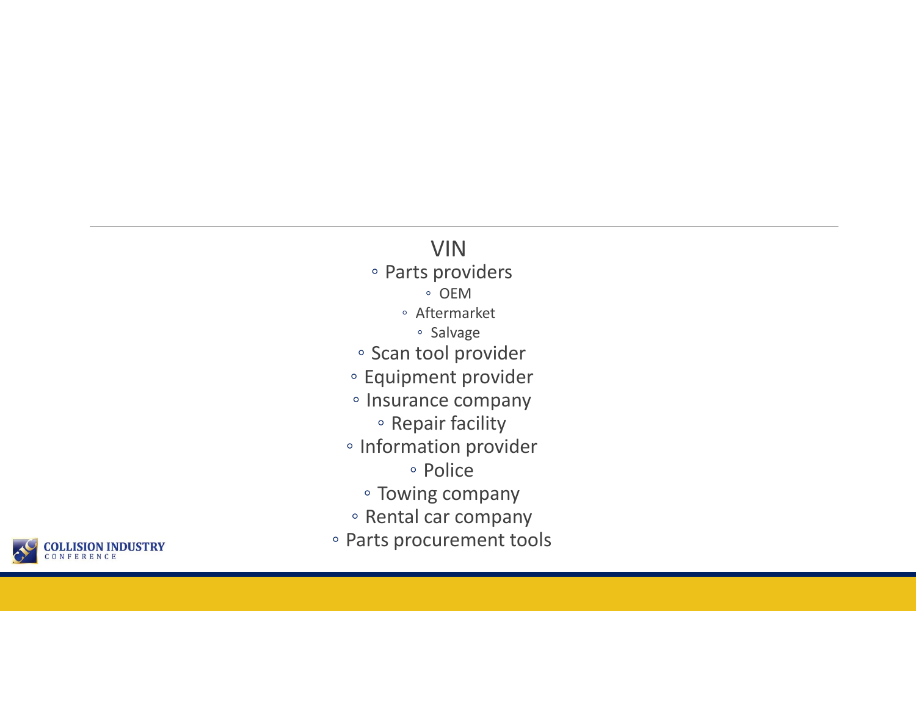VIN

- Parts providers
  - OEM
  - Aftermarket
  - Salvage
- Scan tool provider
- Equipment provider
- Insurance company
- Repair facility
- Information provider
- Police
- Towing company
- Rental car company
- Parts procurement tools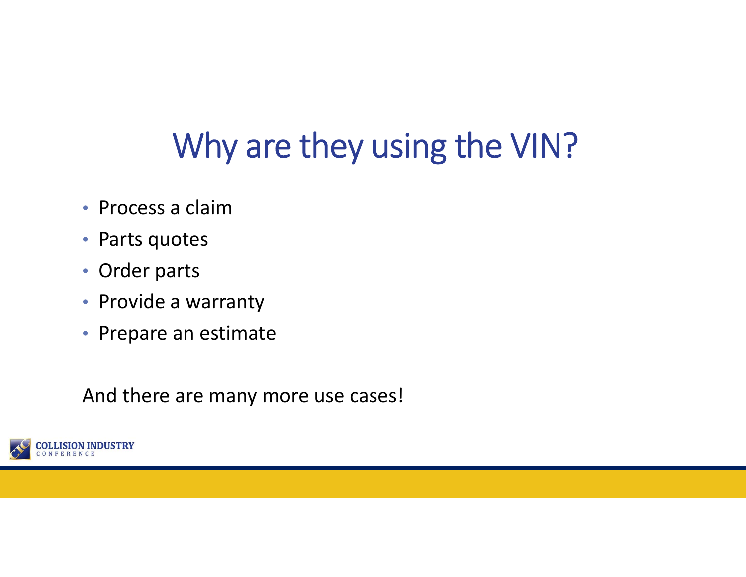# Why are they using the VIN?

- Process a claim
- Parts quotes
- Order parts
- Provide a warranty
- Prepare an estimate

And there are many more use cases!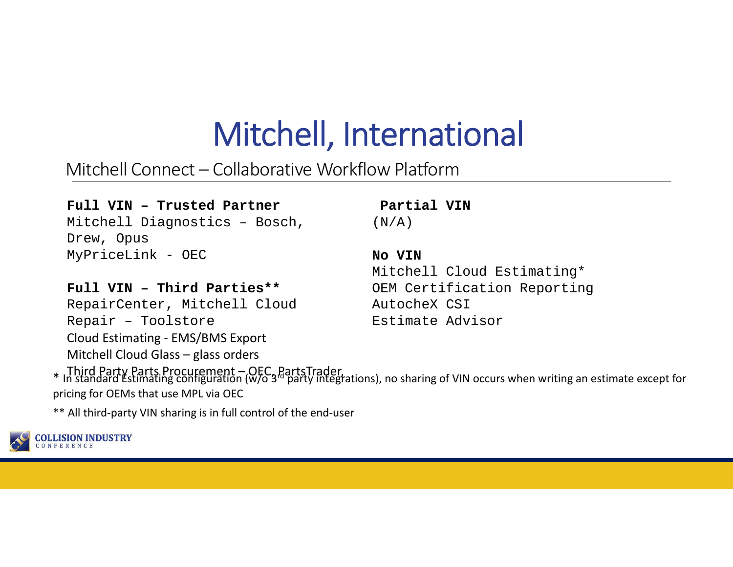# Mitchell, International

## Mitchell Connect – Collaborative Workflow Platform

**Full VIN – Trusted Partner**

Mitchell Diagnostics – Bosch, Drew, Opus

MyPriceLink - OEC

**Full VIN – Third Parties****

RepairCenter, Mitchell Cloud Repair – Toolstore

Cloud Estimating - EMS/BMS Export

Mitchell Cloud Glass – glass orders

Third Party Parts Procurement – OEC, PartsTrader

**Partial VIN**

(N/A)

**No VIN**

Mitchell Cloud Estimating*

OEM Certification Reporting

AutocheX CSI

Estimate Advisor

* In standard Estimating configuration (w/o 3rd party integrations), no sharing of VIN occurs when writing an estimate except for pricing for OEMs that use MPL via OEC

** All third-party VIN sharing is in full control of the end-user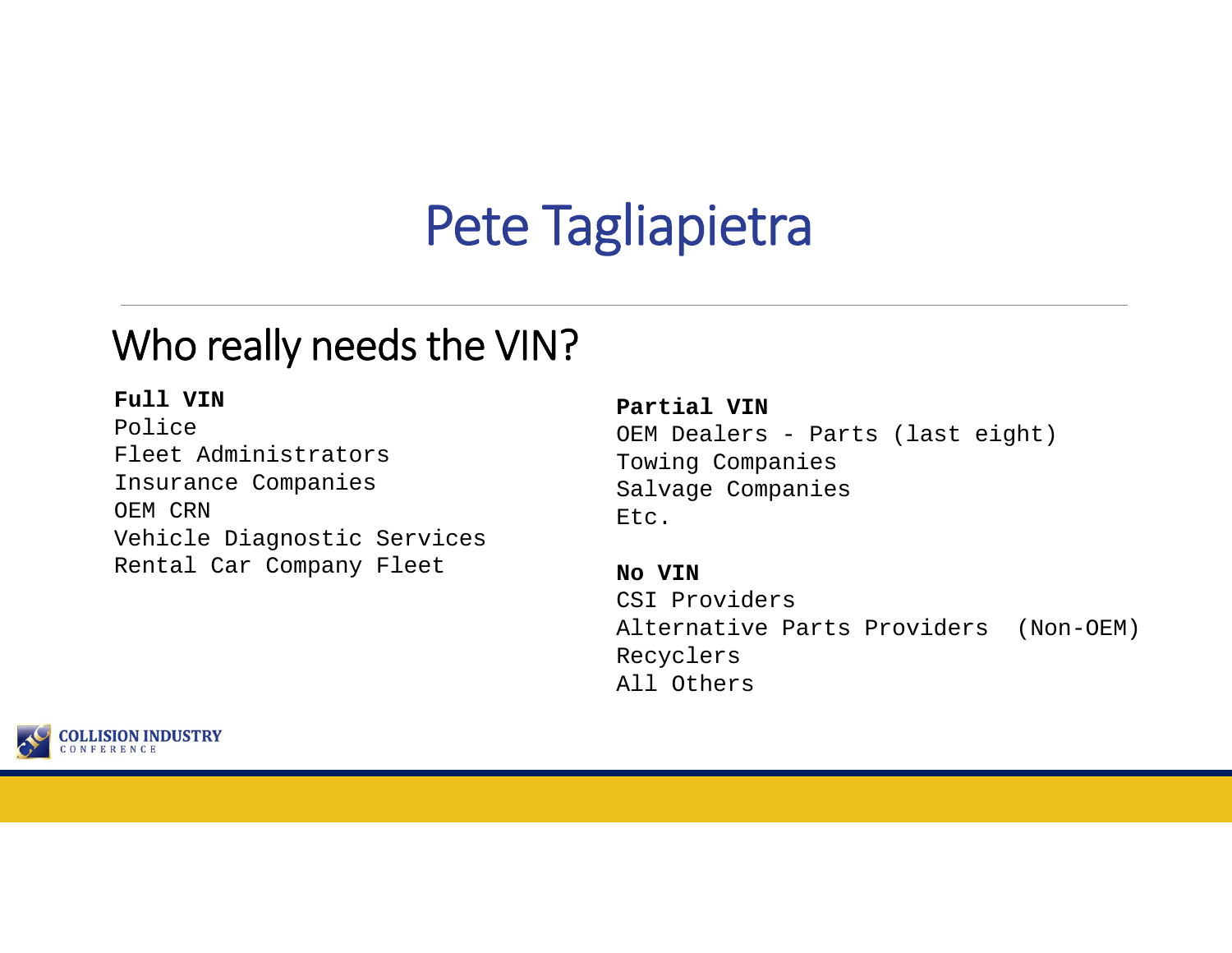# Pete Tagliapietra

## Who really needs the VIN?

**Full VIN**

Police
Fleet Administrators
Insurance Companies
OEM CRN
Vehicle Diagnostic Services
Rental Car Company Fleet

**Partial VIN**

OEM Dealers - Parts (last eight)
Towing Companies
Salvage Companies
Etc.

**No VIN**

CSI Providers
Alternative Parts Providers (Non-OEM)
Recyclers
All Others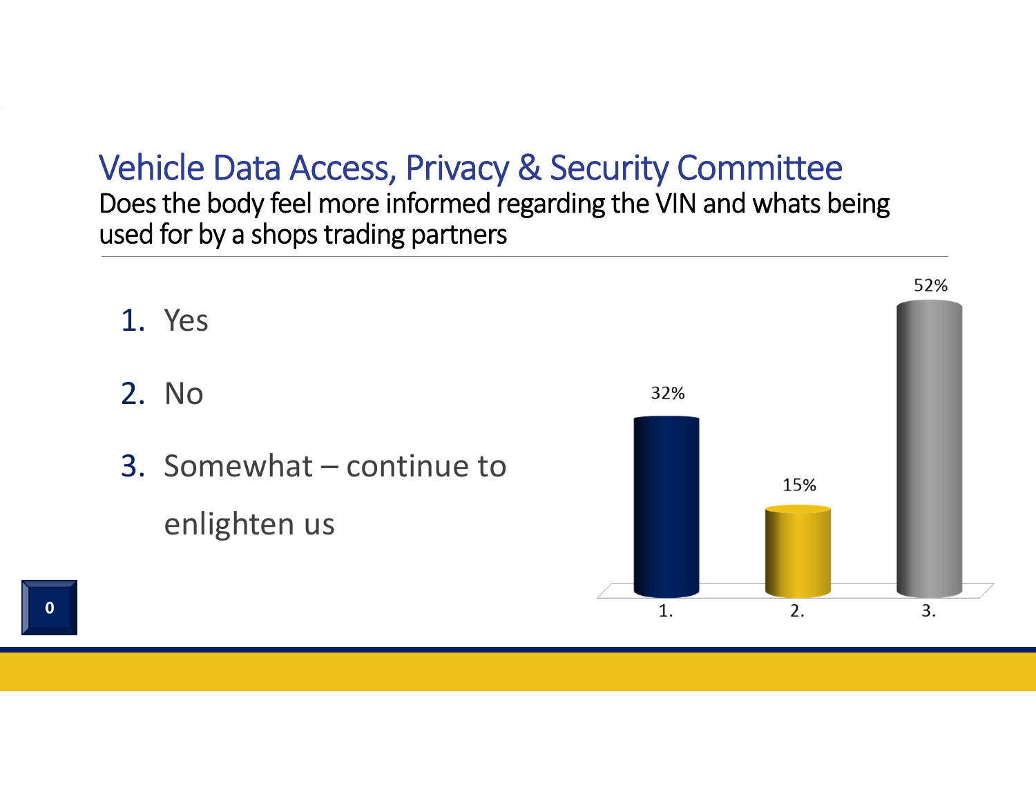## Vehicle Data Access, Privacy & Security Committee

Does the body feel more informed regarding the VIN and whats being used for by a shops trading partners

1. Yes
2. No
3. Somewhat – continue to enlighten us

| Response | Percentage |
|---|---|
| 1. | 32% |
| 2. | 15% |
| 3. | 52% |

0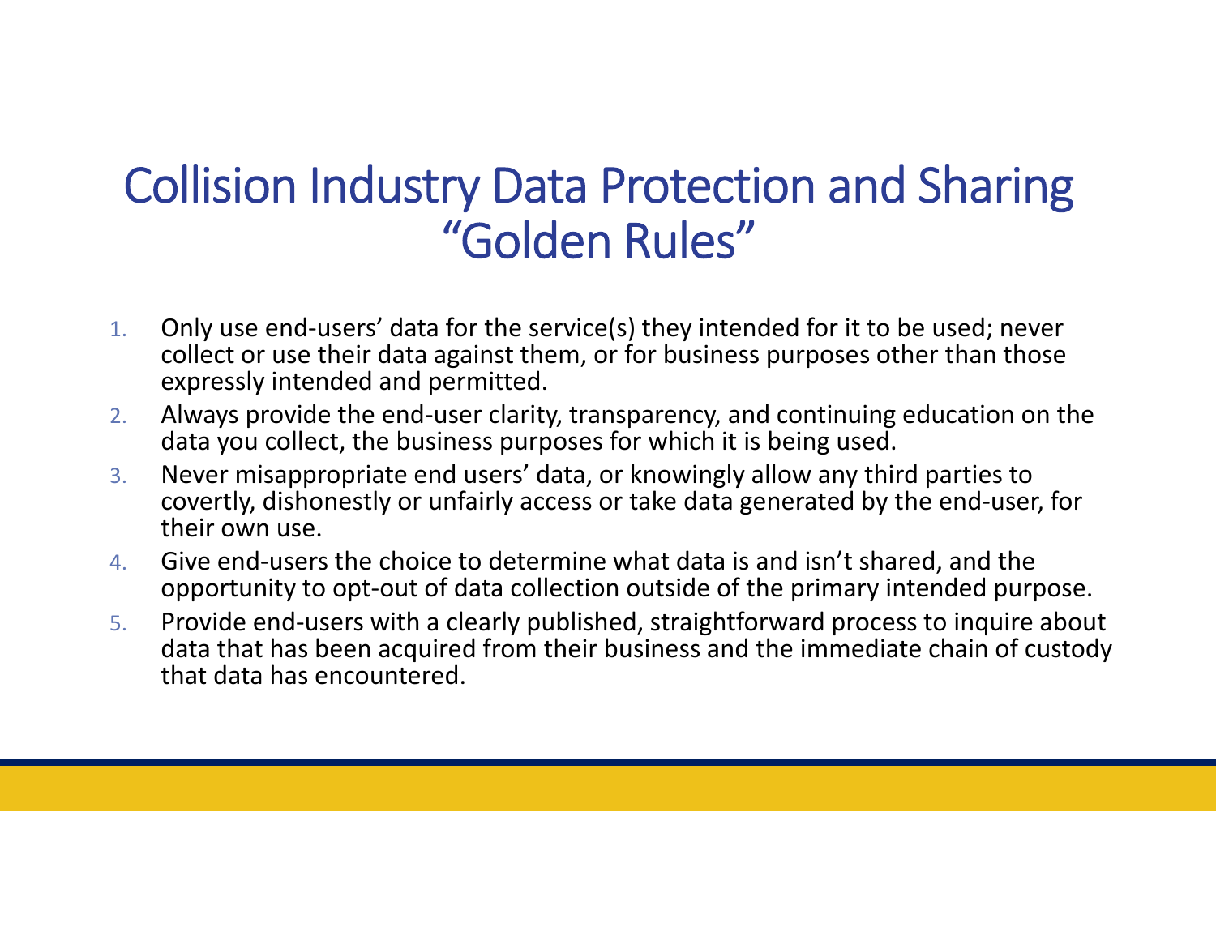# Collision Industry Data Protection and Sharing "Golden Rules"

1. Only use end-users' data for the service(s) they intended for it to be used; never collect or use their data against them, or for business purposes other than those expressly intended and permitted.
2. Always provide the end-user clarity, transparency, and continuing education on the data you collect, the business purposes for which it is being used.
3. Never misappropriate end users' data, or knowingly allow any third parties to covertly, dishonestly or unfairly access or take data generated by the end-user, for their own use.
4. Give end-users the choice to determine what data is and isn't shared, and the opportunity to opt-out of data collection outside of the primary intended purpose.
5. Provide end-users with a clearly published, straightforward process to inquire about data that has been acquired from their business and the immediate chain of custody that data has encountered.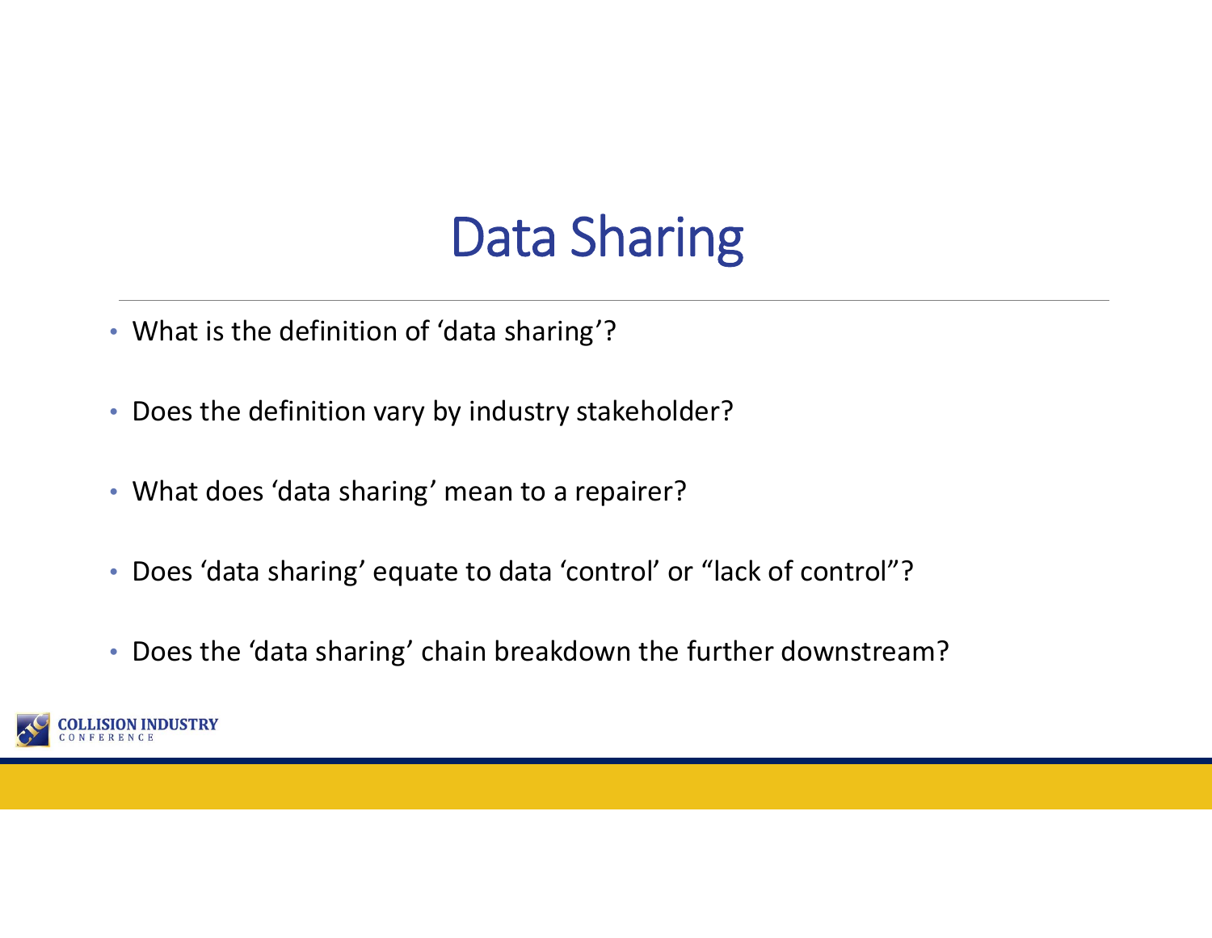# Data Sharing

- What is the definition of 'data sharing'?
- Does the definition vary by industry stakeholder?
- What does 'data sharing' mean to a repairer?
- Does 'data sharing' equate to data 'control' or "lack of control"?
- Does the 'data sharing' chain breakdown the further downstream?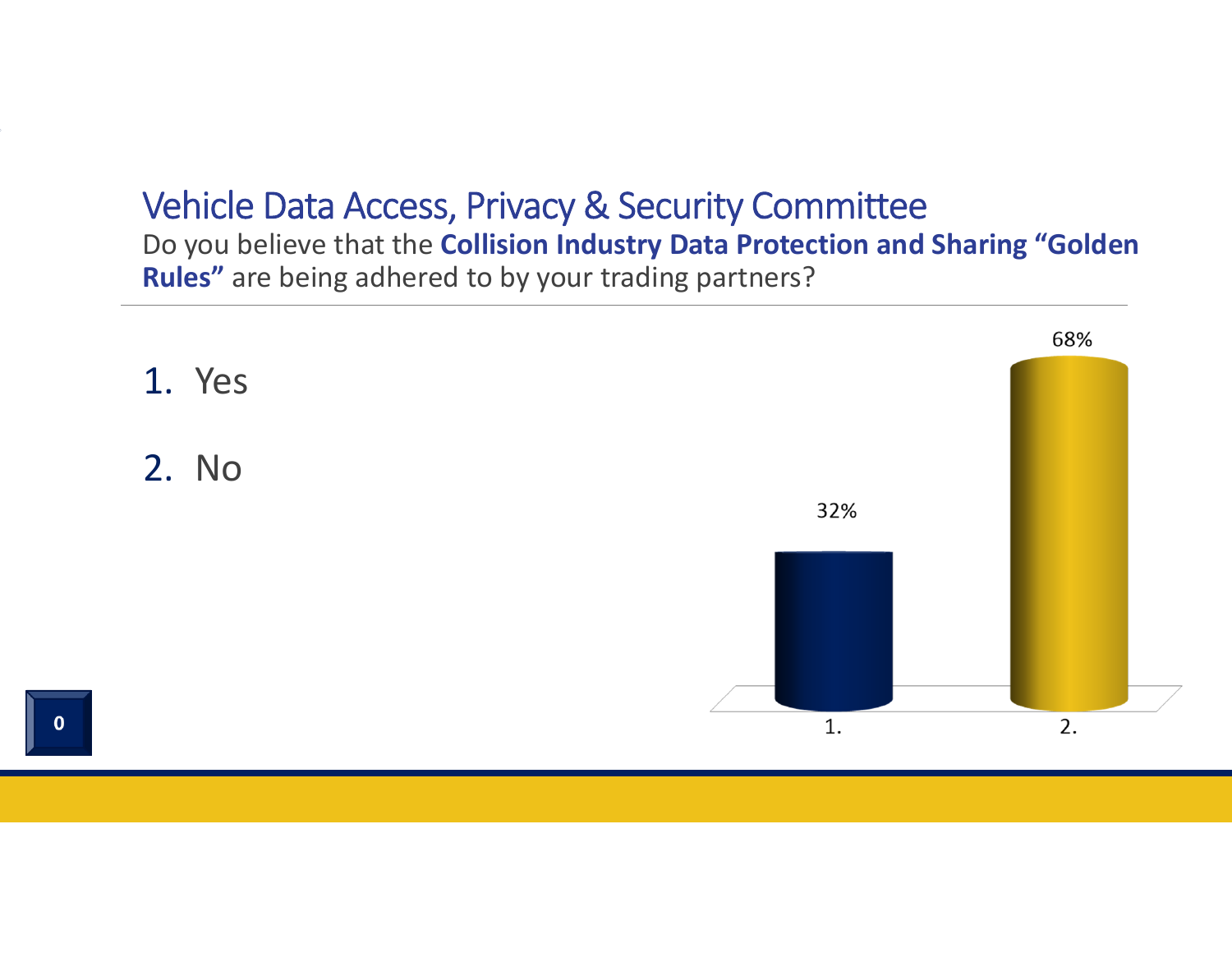# Vehicle Data Access, Privacy & Security Committee

Do you believe that the **Collision Industry Data Protection and Sharing "Golden Rules"** are being adhered to by your trading partners?

1. Yes
2. No

| Response | Percentage |
|---|---|
| 1. | 32% |
| 2. | 68% |

0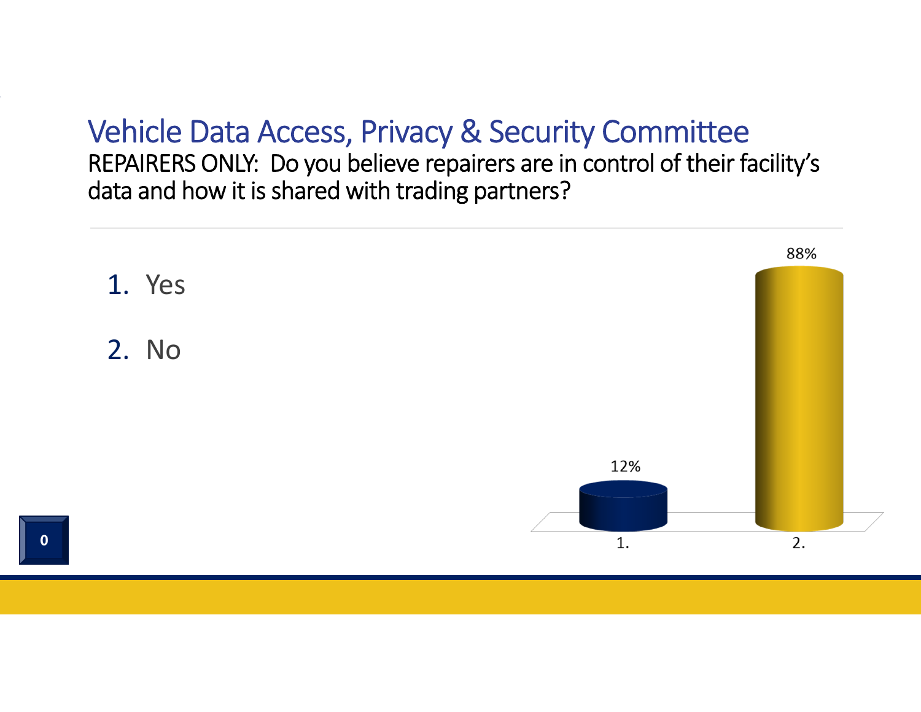# Vehicle Data Access, Privacy & Security Committee

REPAIRERS ONLY: Do you believe repairers are in control of their facility's data and how it is shared with trading partners?

1. Yes
2. No

| Response | Percentage |
|---|---|
| 1. | 12% |
| 2. | 88% |

0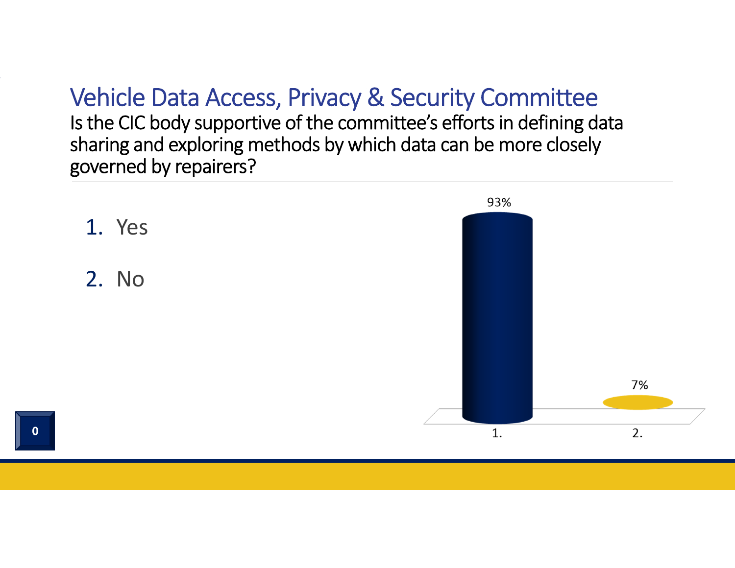# Vehicle Data Access, Privacy & Security Committee

Is the CIC body supportive of the committee's efforts in defining data sharing and exploring methods by which data can be more closely governed by repairers?

1. Yes
2. No

| Response | Percentage |
|---|---|
| 1. | 93% |
| 2. | 7% |

0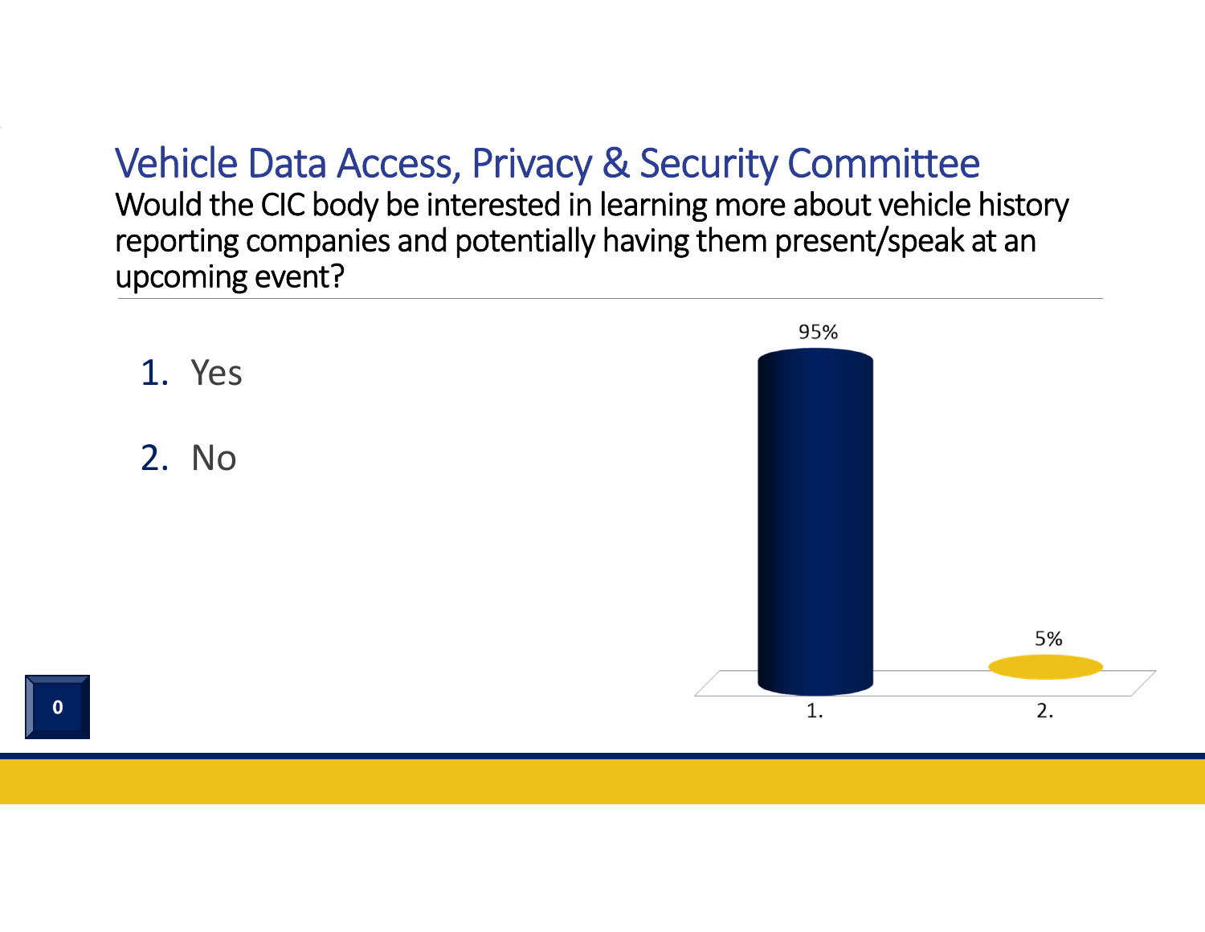# Vehicle Data Access, Privacy & Security Committee

Would the CIC body be interested in learning more about vehicle history reporting companies and potentially having them present/speak at an upcoming event?

1. Yes
2. No

| Response | Percentage |
|---|---|
| 1. | 95% |
| 2. | 5% |

0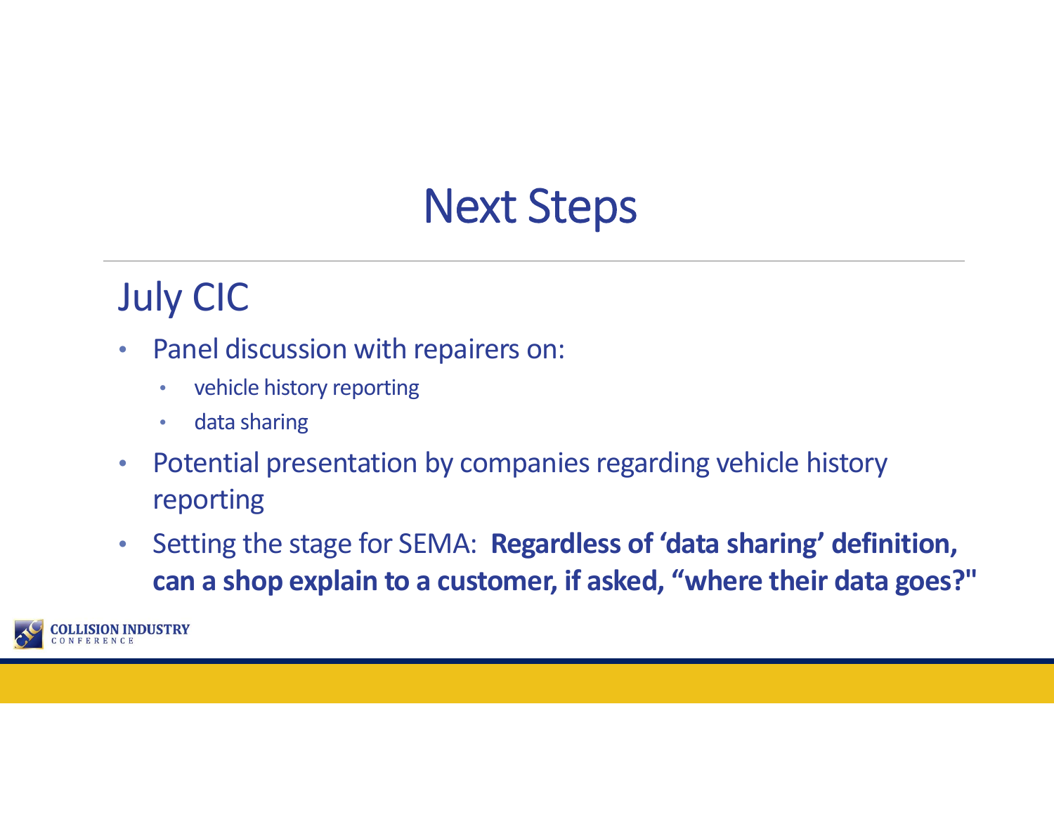# Next Steps

## July CIC

- Panel discussion with repairers on:
  - vehicle history reporting
  - data sharing
- Potential presentation by companies regarding vehicle history reporting
- Setting the stage for SEMA: **Regardless of 'data sharing' definition, can a shop explain to a customer, if asked, "where their data goes?"**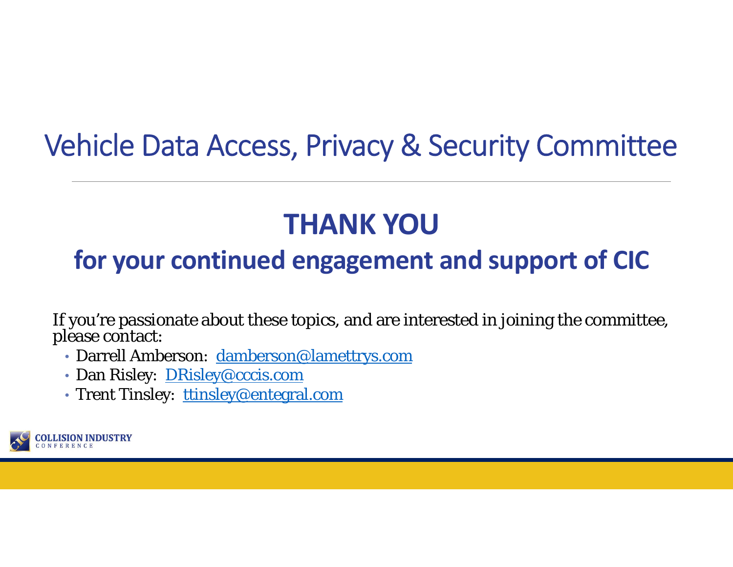# Vehicle Data Access, Privacy & Security Committee

## THANK YOU

### for your continued engagement and support of CIC

If you're passionate about these topics, and are interested in joining the committee, please contact:

- Darrell Amberson: damberson@lamettrys.com
- Dan Risley: DRisley@cccis.com
- Trent Tinsley: ttinsley@entegral.com

COLLISION INDUSTRY CONFERENCE